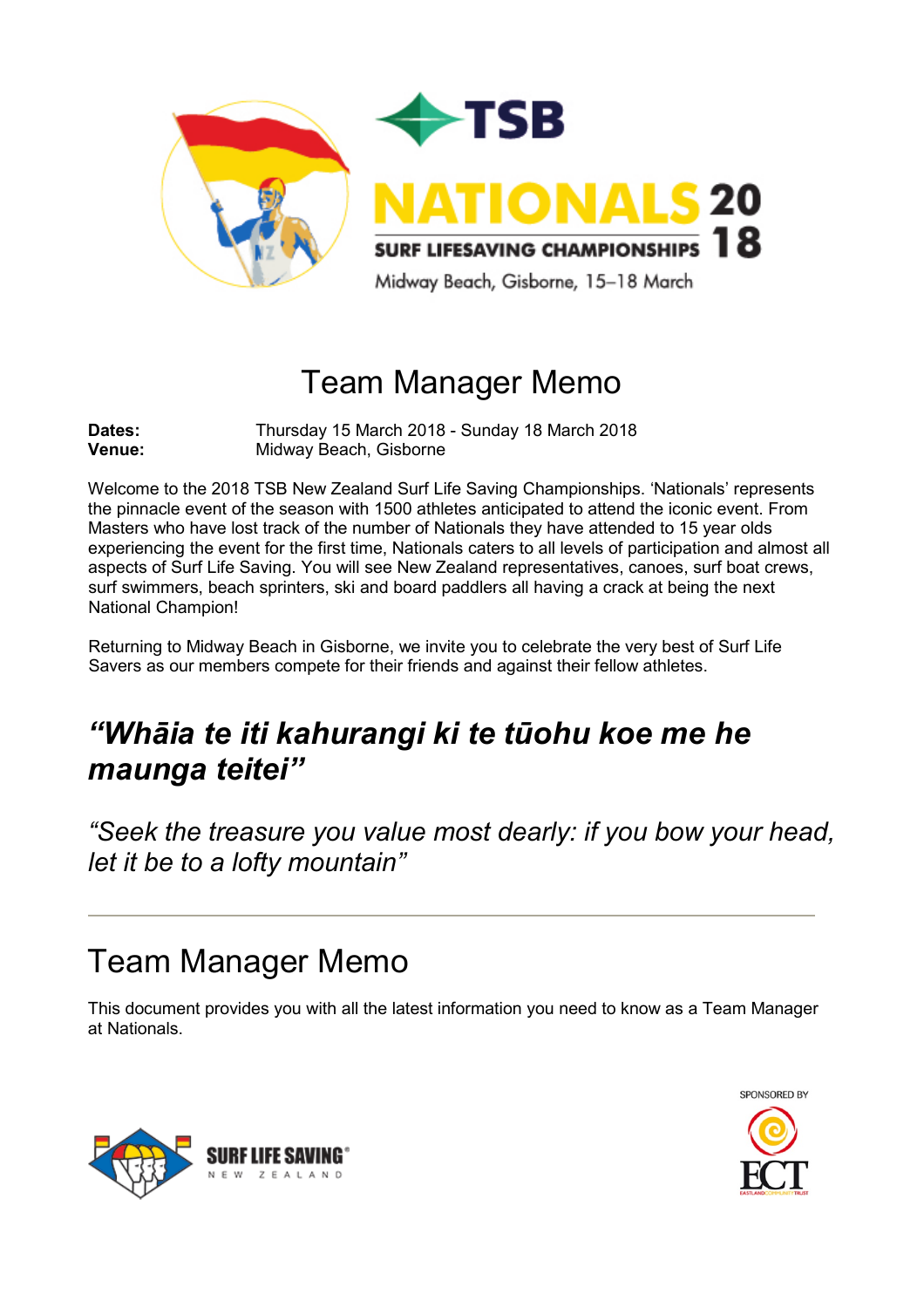TSB

NATIONALS 2018

SURF LIFESAVING CHAMPIONSHIPS

Midway Beach, Gisborne, 15–18 March

# Team Manager Memo

**Dates:** Thursday 15 March 2018 - Sunday 18 March 2018
**Venue:** Midway Beach, Gisborne

Welcome to the 2018 TSB New Zealand Surf Life Saving Championships. 'Nationals' represents the pinnacle event of the season with 1500 athletes anticipated to attend the iconic event. From Masters who have lost track of the number of Nationals they have attended to 15 year olds experiencing the event for the first time, Nationals caters to all levels of participation and almost all aspects of Surf Life Saving. You will see New Zealand representatives, canoes, surf boat crews, surf swimmers, beach sprinters, ski and board paddlers all having a crack at being the next National Champion!

Returning to Midway Beach in Gisborne, we invite you to celebrate the very best of Surf Life Savers as our members compete for their friends and against their fellow athletes.

## *"Whāia te iti kahurangi ki te tūohu koe me he maunga teitei"*

*"Seek the treasure you value most dearly: if you bow your head, let it be to a lofty mountain"*

---

# Team Manager Memo

This document provides you with all the latest information you need to know as a Team Manager at Nationals.

SURF LIFE SAVING NEW ZEALAND

SPONSORED BY ECT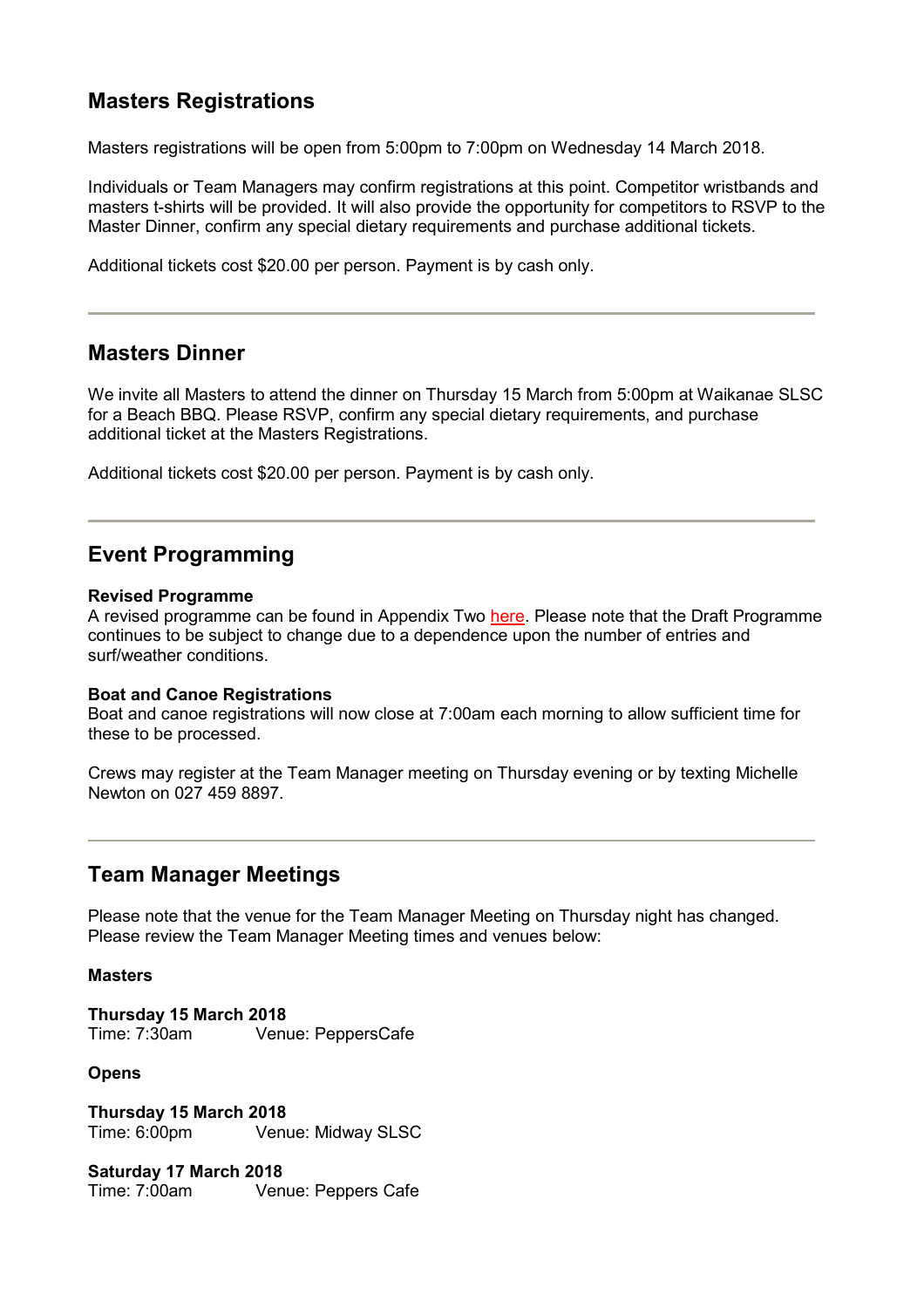## Masters Registrations

Masters registrations will be open from 5:00pm to 7:00pm on Wednesday 14 March 2018.

Individuals or Team Managers may confirm registrations at this point. Competitor wristbands and masters t-shirts will be provided. It will also provide the opportunity for competitors to RSVP to the Master Dinner, confirm any special dietary requirements and purchase additional tickets.

Additional tickets cost $20.00 per person. Payment is by cash only.

---

## Masters Dinner

We invite all Masters to attend the dinner on Thursday 15 March from 5:00pm at Waikanae SLSC for a Beach BBQ. Please RSVP, confirm any special dietary requirements, and purchase additional ticket at the Masters Registrations.

Additional tickets cost $20.00 per person. Payment is by cash only.

---

## Event Programming

**Revised Programme**
A revised programme can be found in Appendix Two here. Please note that the Draft Programme continues to be subject to change due to a dependence upon the number of entries and surf/weather conditions.

**Boat and Canoe Registrations**
Boat and canoe registrations will now close at 7:00am each morning to allow sufficient time for these to be processed.

Crews may register at the Team Manager meeting on Thursday evening or by texting Michelle Newton on 027 459 8897.

---

## Team Manager Meetings

Please note that the venue for the Team Manager Meeting on Thursday night has changed. Please review the Team Manager Meeting times and venues below:

**Masters**

**Thursday 15 March 2018**
Time: 7:30am Venue: PeppersCafe

**Opens**

**Thursday 15 March 2018**
Time: 6:00pm Venue: Midway SLSC

**Saturday 17 March 2018**
Time: 7:00am Venue: Peppers Cafe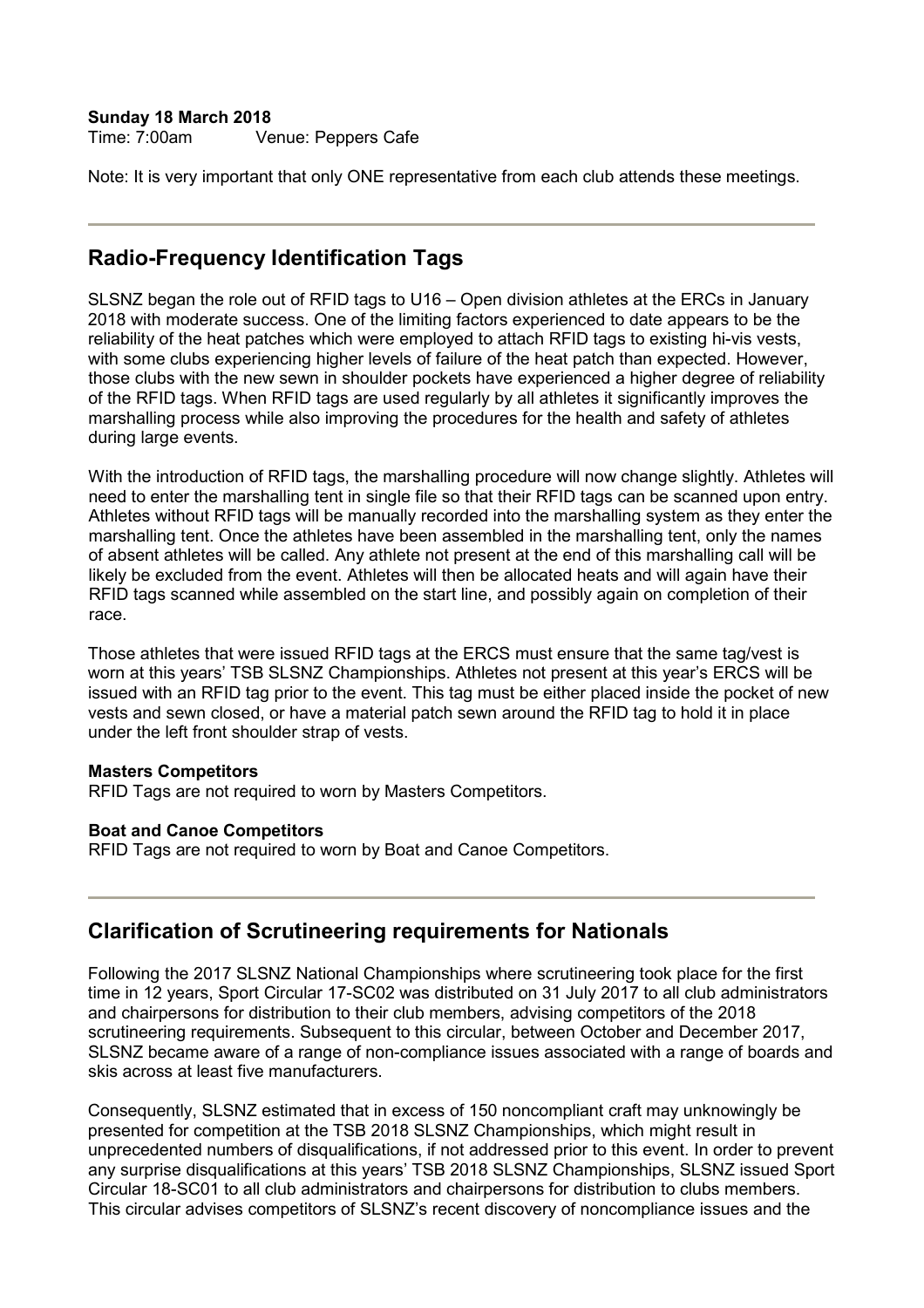**Sunday 18 March 2018**
Time: 7:00am Venue: Peppers Cafe

Note: It is very important that only ONE representative from each club attends these meetings.

---

## Radio-Frequency Identification Tags

SLSNZ began the role out of RFID tags to U16 – Open division athletes at the ERCs in January 2018 with moderate success. One of the limiting factors experienced to date appears to be the reliability of the heat patches which were employed to attach RFID tags to existing hi-vis vests, with some clubs experiencing higher levels of failure of the heat patch than expected. However, those clubs with the new sewn in shoulder pockets have experienced a higher degree of reliability of the RFID tags. When RFID tags are used regularly by all athletes it significantly improves the marshalling process while also improving the procedures for the health and safety of athletes during large events.

With the introduction of RFID tags, the marshalling procedure will now change slightly. Athletes will need to enter the marshalling tent in single file so that their RFID tags can be scanned upon entry. Athletes without RFID tags will be manually recorded into the marshalling system as they enter the marshalling tent. Once the athletes have been assembled in the marshalling tent, only the names of absent athletes will be called. Any athlete not present at the end of this marshalling call will be likely be excluded from the event. Athletes will then be allocated heats and will again have their RFID tags scanned while assembled on the start line, and possibly again on completion of their race.

Those athletes that were issued RFID tags at the ERCS must ensure that the same tag/vest is worn at this years' TSB SLSNZ Championships. Athletes not present at this year's ERCS will be issued with an RFID tag prior to the event. This tag must be either placed inside the pocket of new vests and sewn closed, or have a material patch sewn around the RFID tag to hold it in place under the left front shoulder strap of vests.

**Masters Competitors**
RFID Tags are not required to worn by Masters Competitors.

**Boat and Canoe Competitors**
RFID Tags are not required to worn by Boat and Canoe Competitors.

---

## Clarification of Scrutineering requirements for Nationals

Following the 2017 SLSNZ National Championships where scrutineering took place for the first time in 12 years, Sport Circular 17-SC02 was distributed on 31 July 2017 to all club administrators and chairpersons for distribution to their club members, advising competitors of the 2018 scrutineering requirements. Subsequent to this circular, between October and December 2017, SLSNZ became aware of a range of non-compliance issues associated with a range of boards and skis across at least five manufacturers.

Consequently, SLSNZ estimated that in excess of 150 noncompliant craft may unknowingly be presented for competition at the TSB 2018 SLSNZ Championships, which might result in unprecedented numbers of disqualifications, if not addressed prior to this event. In order to prevent any surprise disqualifications at this years' TSB 2018 SLSNZ Championships, SLSNZ issued Sport Circular 18-SC01 to all club administrators and chairpersons for distribution to clubs members. This circular advises competitors of SLSNZ's recent discovery of noncompliance issues and the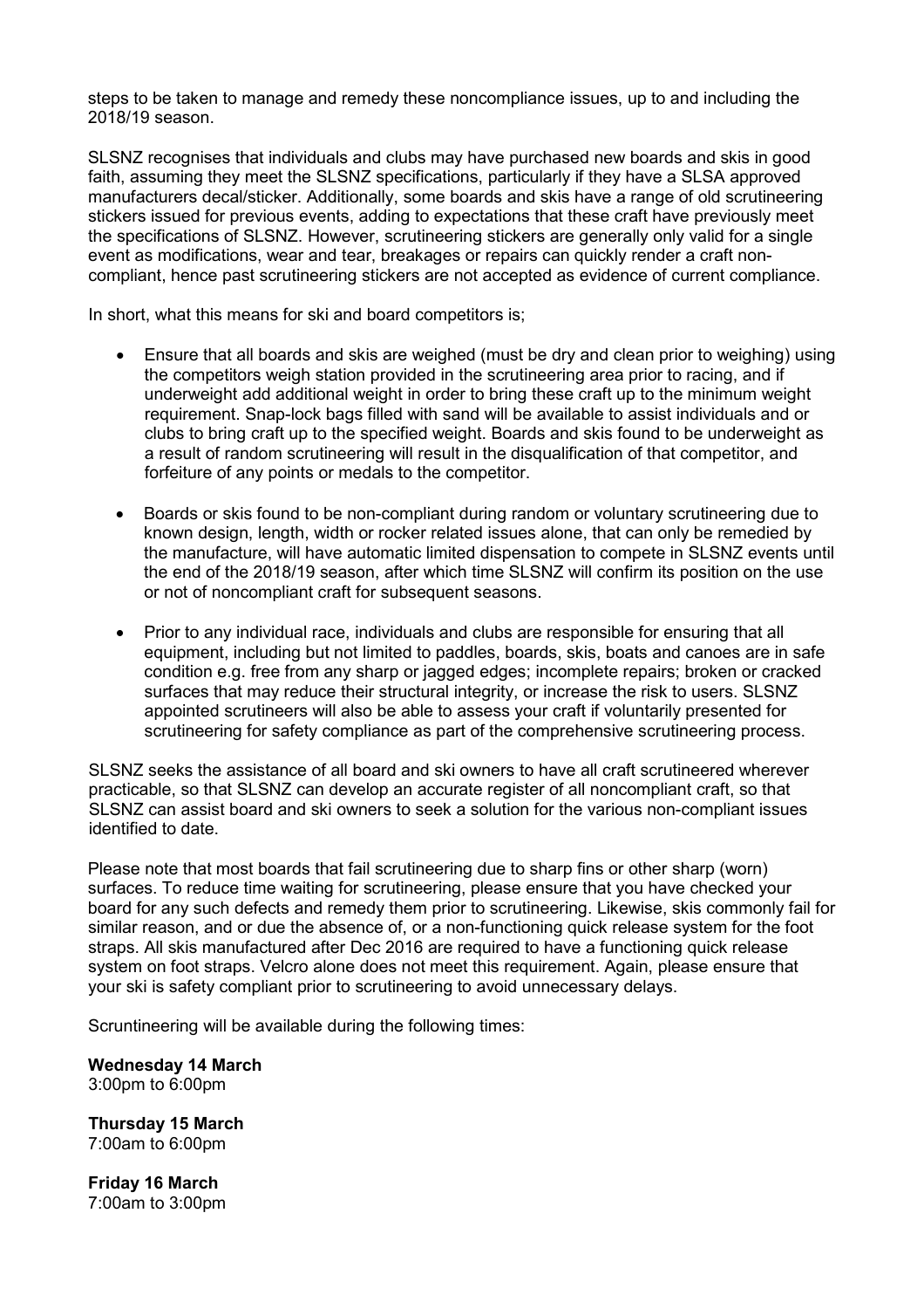steps to be taken to manage and remedy these noncompliance issues, up to and including the 2018/19 season.

SLSNZ recognises that individuals and clubs may have purchased new boards and skis in good faith, assuming they meet the SLSNZ specifications, particularly if they have a SLSA approved manufacturers decal/sticker. Additionally, some boards and skis have a range of old scrutineering stickers issued for previous events, adding to expectations that these craft have previously meet the specifications of SLSNZ. However, scrutineering stickers are generally only valid for a single event as modifications, wear and tear, breakages or repairs can quickly render a craft non-compliant, hence past scrutineering stickers are not accepted as evidence of current compliance.

In short, what this means for ski and board competitors is;

- Ensure that all boards and skis are weighed (must be dry and clean prior to weighing) using the competitors weigh station provided in the scrutineering area prior to racing, and if underweight add additional weight in order to bring these craft up to the minimum weight requirement. Snap-lock bags filled with sand will be available to assist individuals and or clubs to bring craft up to the specified weight. Boards and skis found to be underweight as a result of random scrutineering will result in the disqualification of that competitor, and forfeiture of any points or medals to the competitor.

- Boards or skis found to be non-compliant during random or voluntary scrutineering due to known design, length, width or rocker related issues alone, that can only be remedied by the manufacture, will have automatic limited dispensation to compete in SLSNZ events until the end of the 2018/19 season, after which time SLSNZ will confirm its position on the use or not of noncompliant craft for subsequent seasons.

- Prior to any individual race, individuals and clubs are responsible for ensuring that all equipment, including but not limited to paddles, boards, skis, boats and canoes are in safe condition e.g. free from any sharp or jagged edges; incomplete repairs; broken or cracked surfaces that may reduce their structural integrity, or increase the risk to users. SLSNZ appointed scrutineers will also be able to assess your craft if voluntarily presented for scrutineering for safety compliance as part of the comprehensive scrutineering process.

SLSNZ seeks the assistance of all board and ski owners to have all craft scrutineered wherever practicable, so that SLSNZ can develop an accurate register of all noncompliant craft, so that SLSNZ can assist board and ski owners to seek a solution for the various non-compliant issues identified to date.

Please note that most boards that fail scrutineering due to sharp fins or other sharp (worn) surfaces. To reduce time waiting for scrutineering, please ensure that you have checked your board for any such defects and remedy them prior to scrutineering. Likewise, skis commonly fail for similar reason, and or due the absence of, or a non-functioning quick release system for the foot straps. All skis manufactured after Dec 2016 are required to have a functioning quick release system on foot straps. Velcro alone does not meet this requirement. Again, please ensure that your ski is safety compliant prior to scrutineering to avoid unnecessary delays.

Scruntineering will be available during the following times:

**Wednesday 14 March**
3:00pm to 6:00pm

**Thursday 15 March**
7:00am to 6:00pm

**Friday 16 March**
7:00am to 3:00pm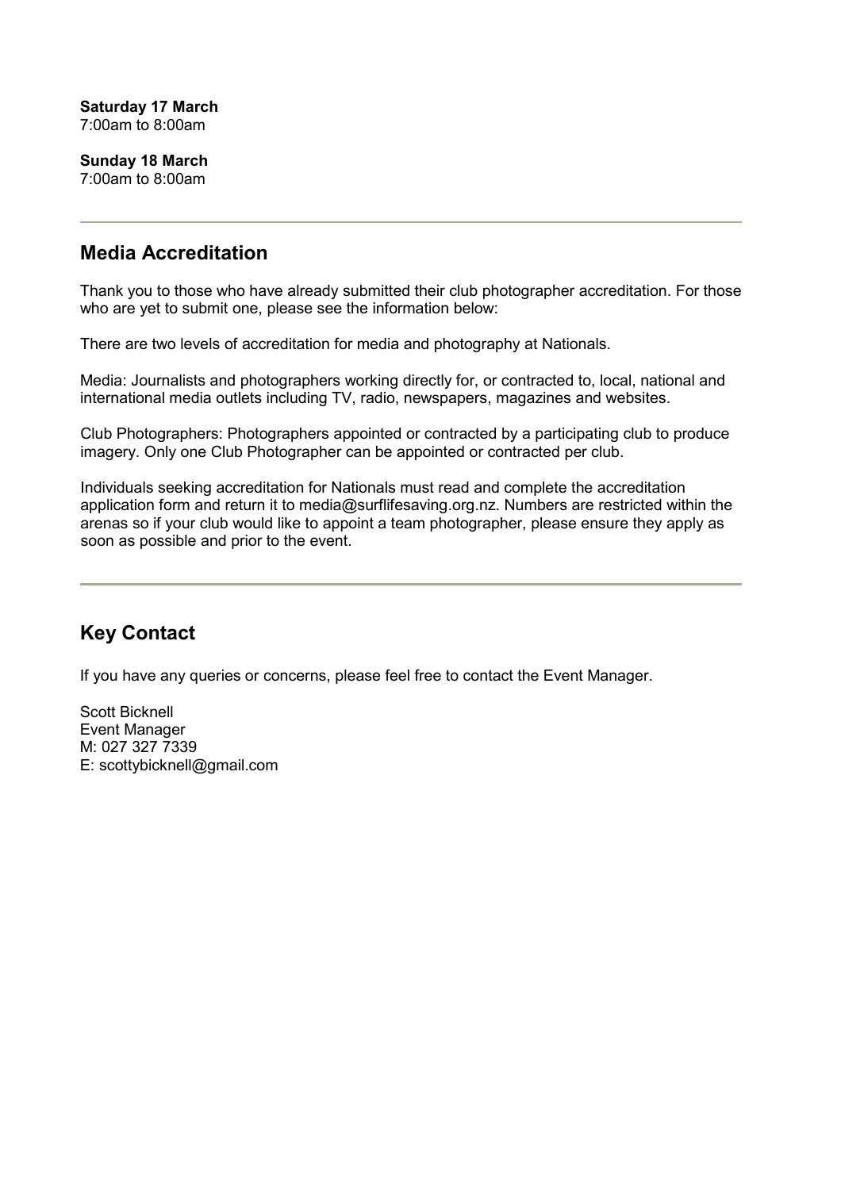**Saturday 17 March**
7:00am to 8:00am

**Sunday 18 March**
7:00am to 8:00am

---

## Media Accreditation

Thank you to those who have already submitted their club photographer accreditation. For those who are yet to submit one, please see the information below:

There are two levels of accreditation for media and photography at Nationals.

Media: Journalists and photographers working directly for, or contracted to, local, national and international media outlets including TV, radio, newspapers, magazines and websites.

Club Photographers: Photographers appointed or contracted by a participating club to produce imagery. Only one Club Photographer can be appointed or contracted per club.

Individuals seeking accreditation for Nationals must read and complete the accreditation application form and return it to media@surflifesaving.org.nz. Numbers are restricted within the arenas so if your club would like to appoint a team photographer, please ensure they apply as soon as possible and prior to the event.

---

## Key Contact

If you have any queries or concerns, please feel free to contact the Event Manager.

Scott Bicknell
Event Manager
M: 027 327 7339
E: scottybicknell@gmail.com